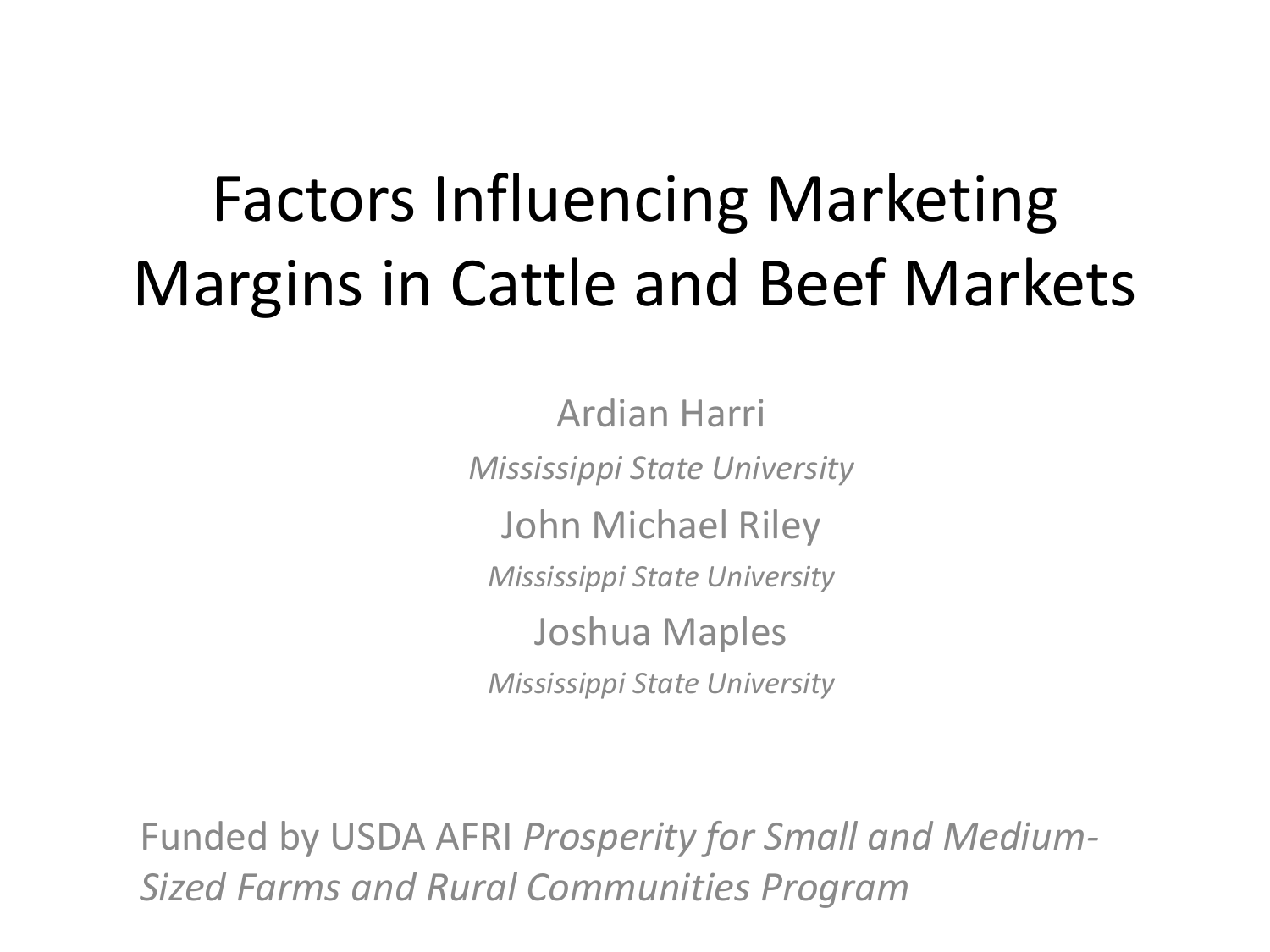# Factors Influencing Marketing Margins in Cattle and Beef Markets

Ardian Harri

*Mississippi State University*

John Michael Riley

*Mississippi State University*

Joshua Maples

*Mississippi State University*

Funded by USDA AFRI *Prosperity for Small and Medium-Sized Farms and Rural Communities Program*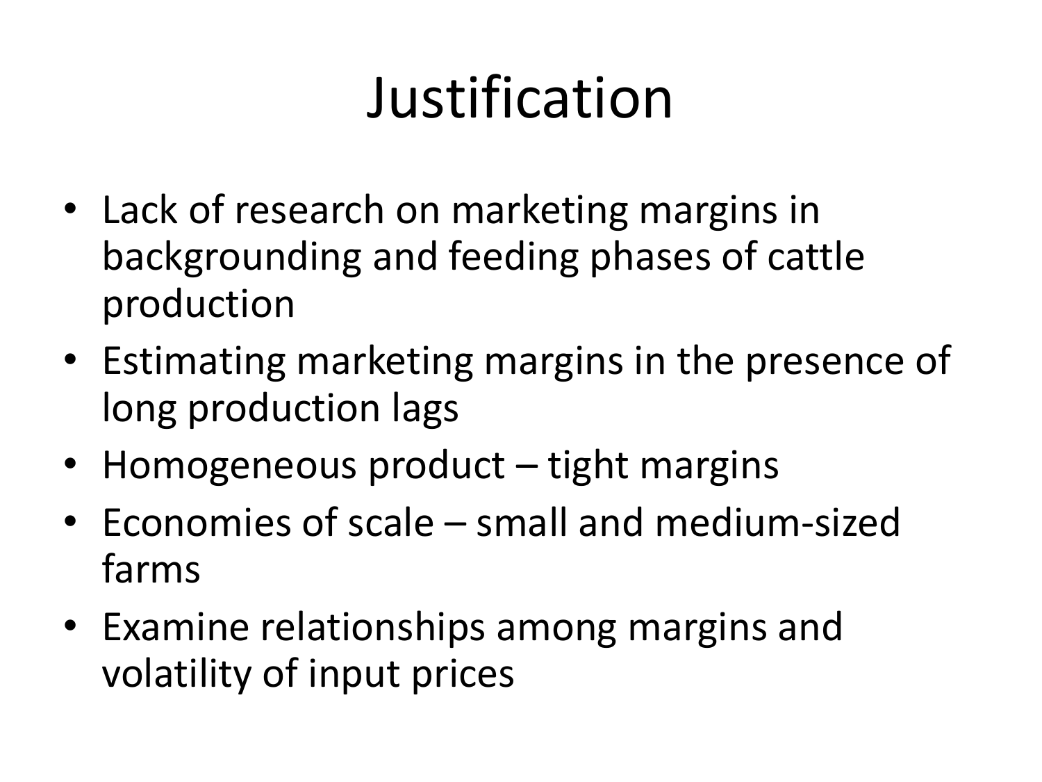# Justification

- Lack of research on marketing margins in backgrounding and feeding phases of cattle production
- Estimating marketing margins in the presence of long production lags
- Homogeneous product – tight margins
- Economies of scale – small and medium-sized farms
- Examine relationships among margins and volatility of input prices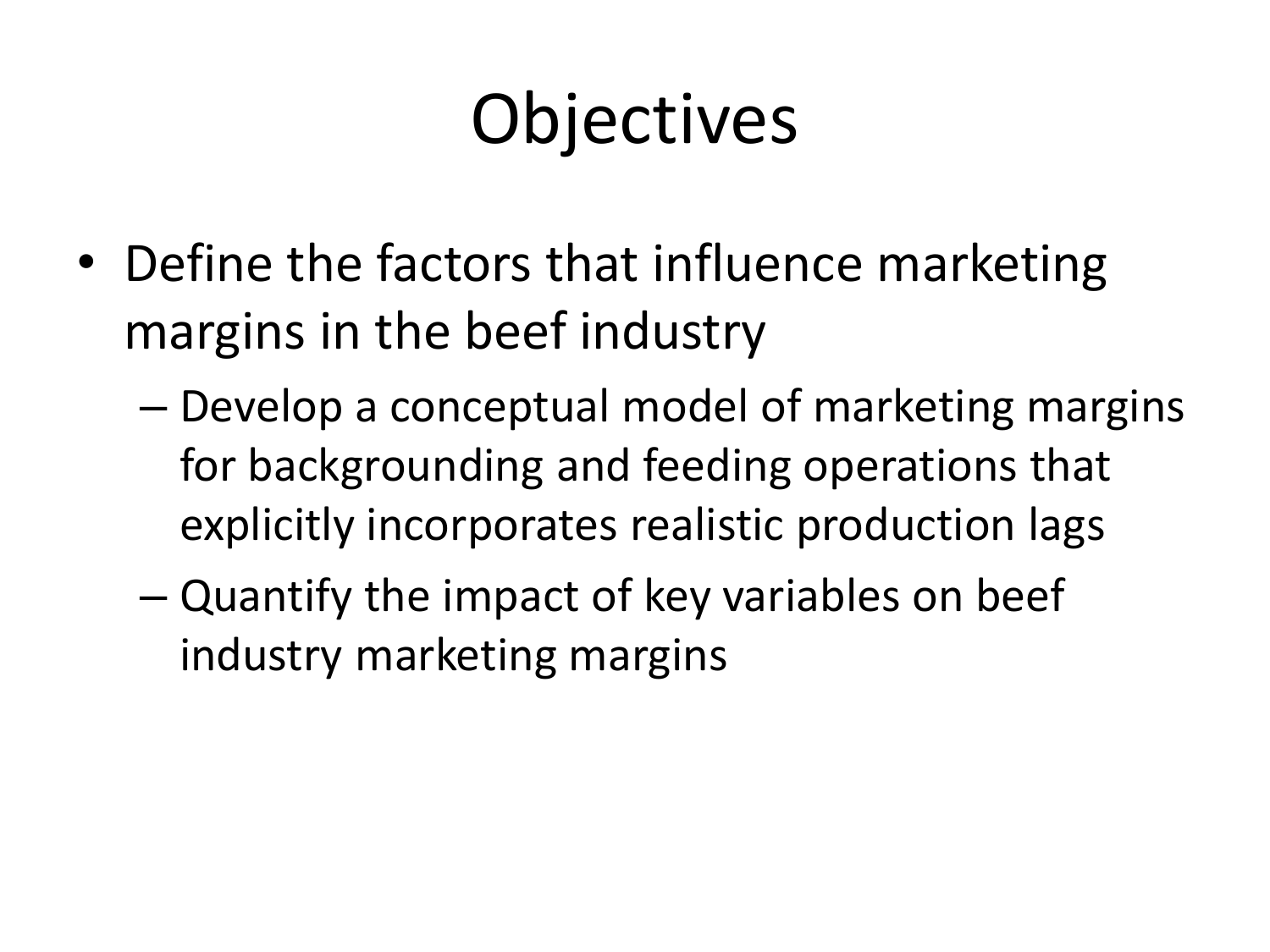# Objectives

- Define the factors that influence marketing margins in the beef industry
  - Develop a conceptual model of marketing margins for backgrounding and feeding operations that explicitly incorporates realistic production lags
  - Quantify the impact of key variables on beef industry marketing margins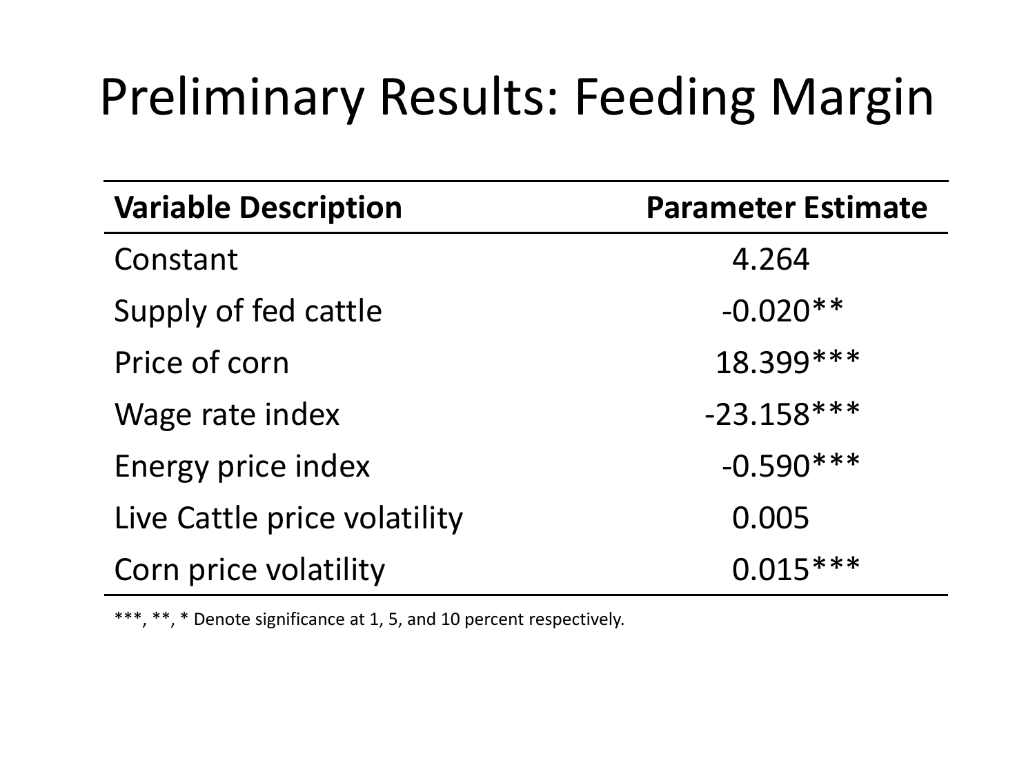# Preliminary Results: Feeding Margin

| **Variable Description** | **Parameter Estimate** |
| --- | --- |
| Constant | 4.264 |
| Supply of fed cattle | -0.020** |
| Price of corn | 18.399*** |
| Wage rate index | -23.158*** |
| Energy price index | -0.590*** |
| Live Cattle price volatility | 0.005 |
| Corn price volatility | 0.015*** |

***, **, * Denote significance at 1, 5, and 10 percent respectively.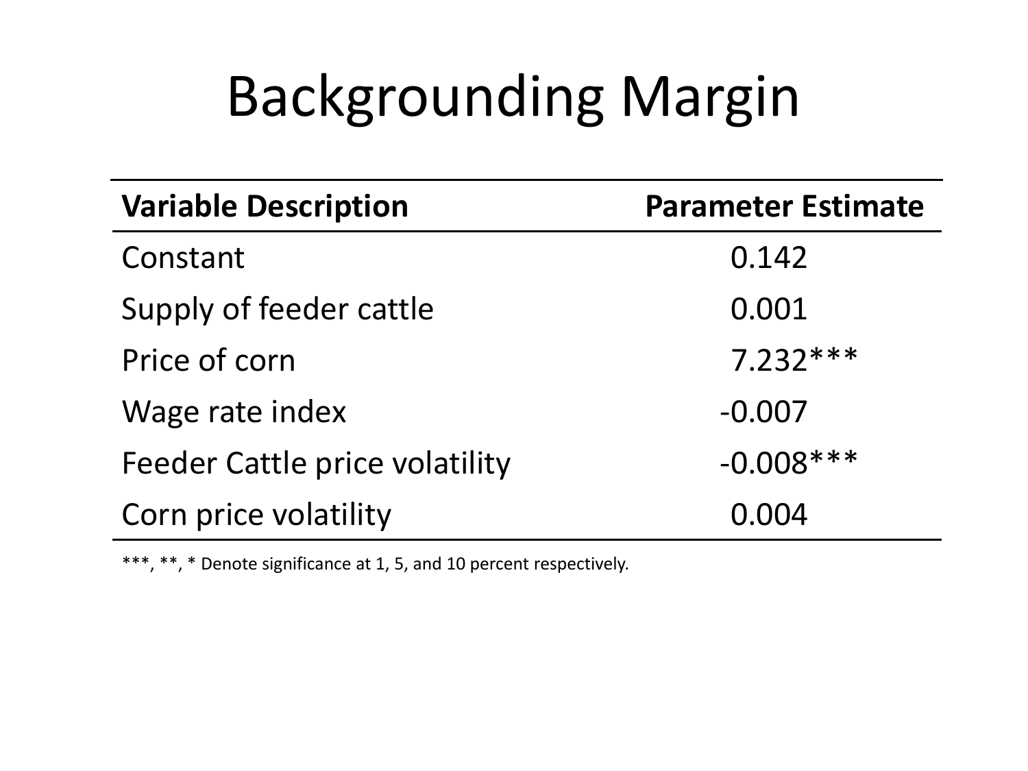# Backgrounding Margin

| Variable Description | Parameter Estimate |
|---|---|
| Constant | 0.142 |
| Supply of feeder cattle | 0.001 |
| Price of corn | 7.232*** |
| Wage rate index | -0.007 |
| Feeder Cattle price volatility | -0.008*** |
| Corn price volatility | 0.004 |

***, **, * Denote significance at 1, 5, and 10 percent respectively.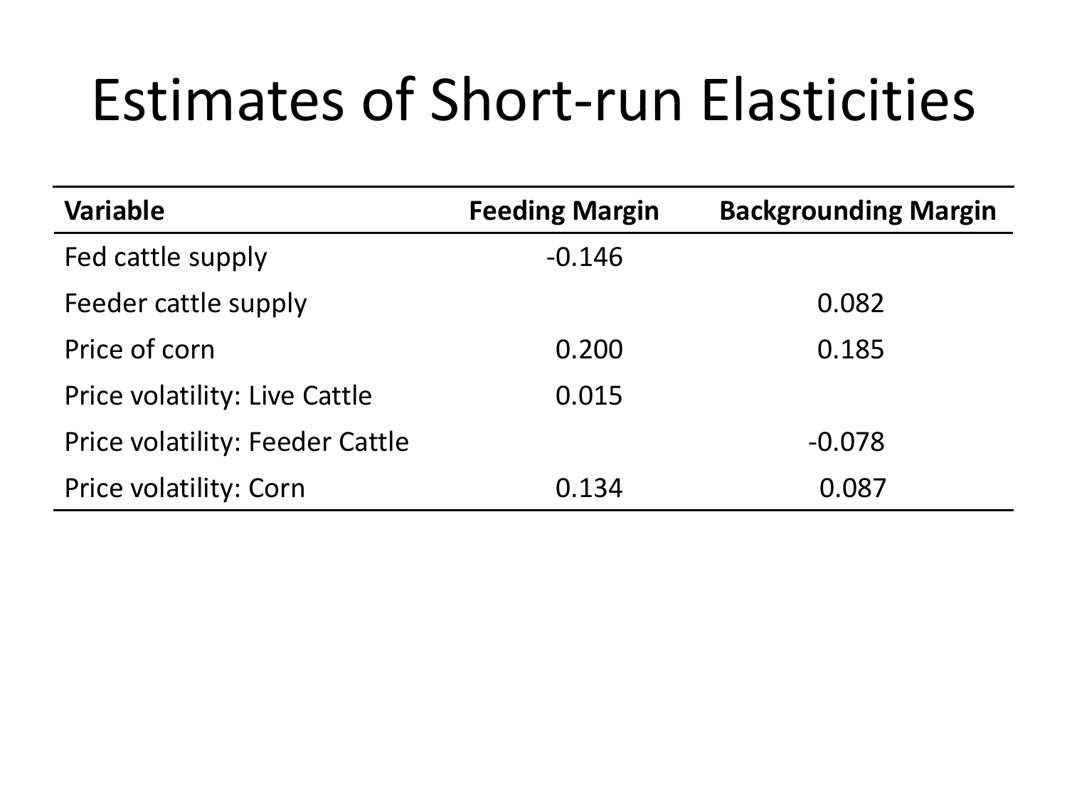# Estimates of Short-run Elasticities

| **Variable** | **Feeding Margin** | **Backgrounding Margin** |
|---|---|---|
| Fed cattle supply | -0.146 | |
| Feeder cattle supply | | 0.082 |
| Price of corn | 0.200 | 0.185 |
| Price volatility: Live Cattle | 0.015 | |
| Price volatility: Feeder Cattle | | -0.078 |
| Price volatility: Corn | 0.134 | 0.087 |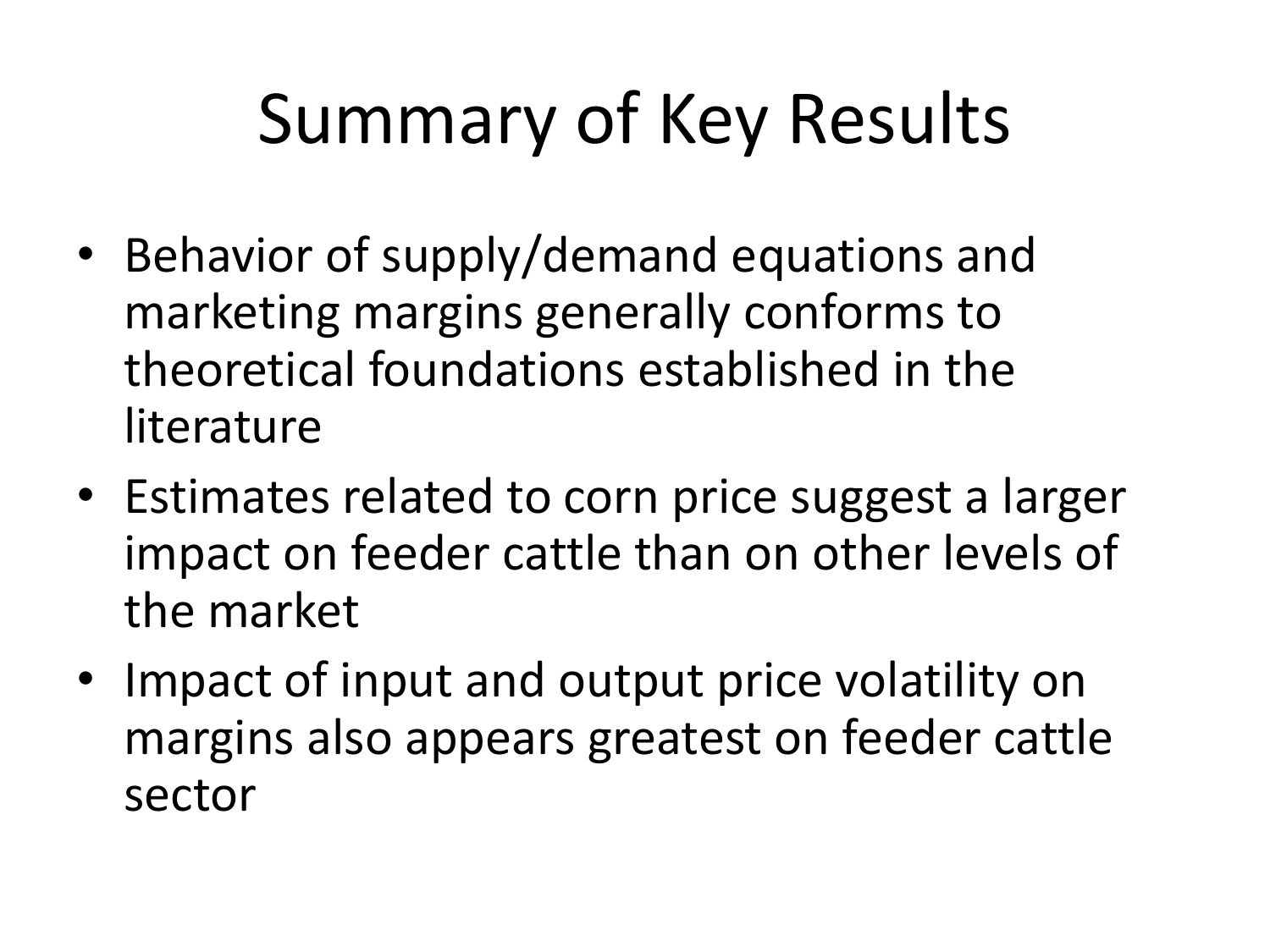# Summary of Key Results

- Behavior of supply/demand equations and marketing margins generally conforms to theoretical foundations established in the literature
- Estimates related to corn price suggest a larger impact on feeder cattle than on other levels of the market
- Impact of input and output price volatility on margins also appears greatest on feeder cattle sector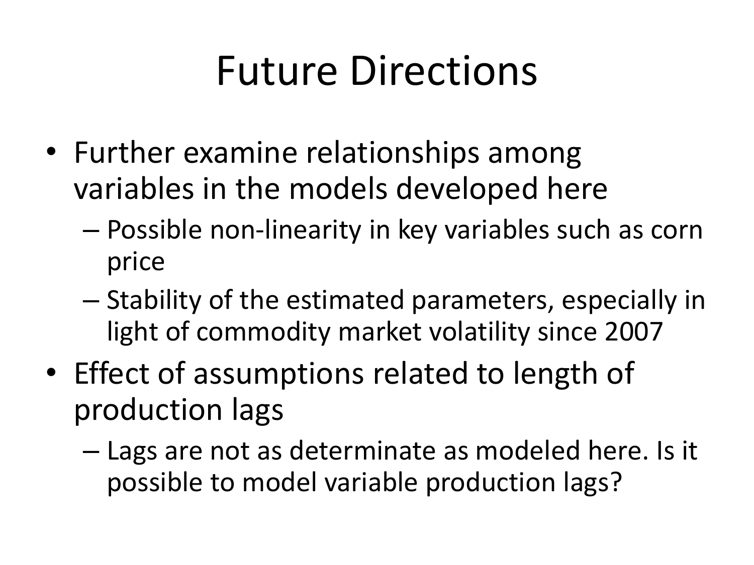# Future Directions

- Further examine relationships among variables in the models developed here
  - Possible non-linearity in key variables such as corn price
  - Stability of the estimated parameters, especially in light of commodity market volatility since 2007
- Effect of assumptions related to length of production lags
  - Lags are not as determinate as modeled here. Is it possible to model variable production lags?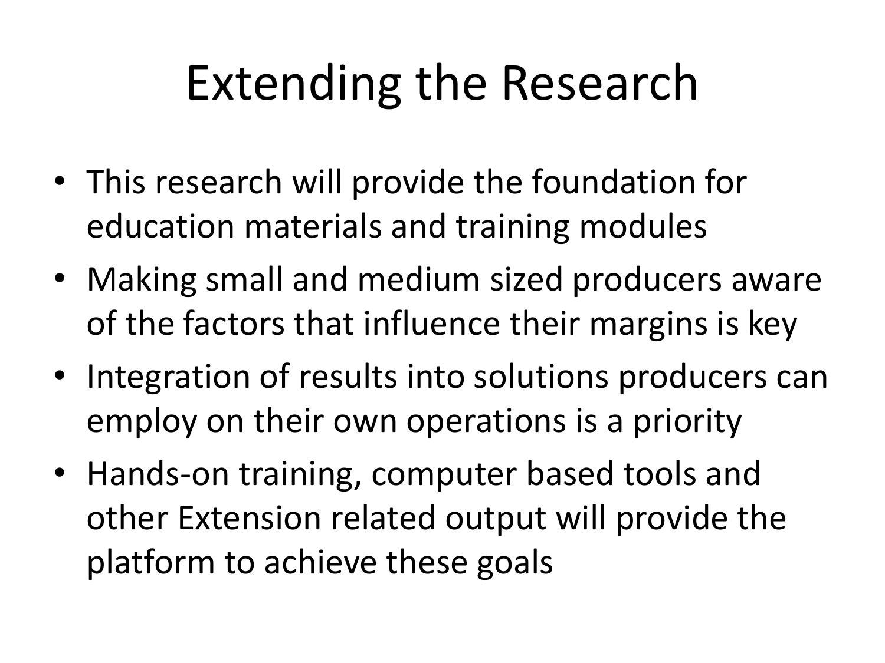# Extending the Research

- This research will provide the foundation for education materials and training modules
- Making small and medium sized producers aware of the factors that influence their margins is key
- Integration of results into solutions producers can employ on their own operations is a priority
- Hands-on training, computer based tools and other Extension related output will provide the platform to achieve these goals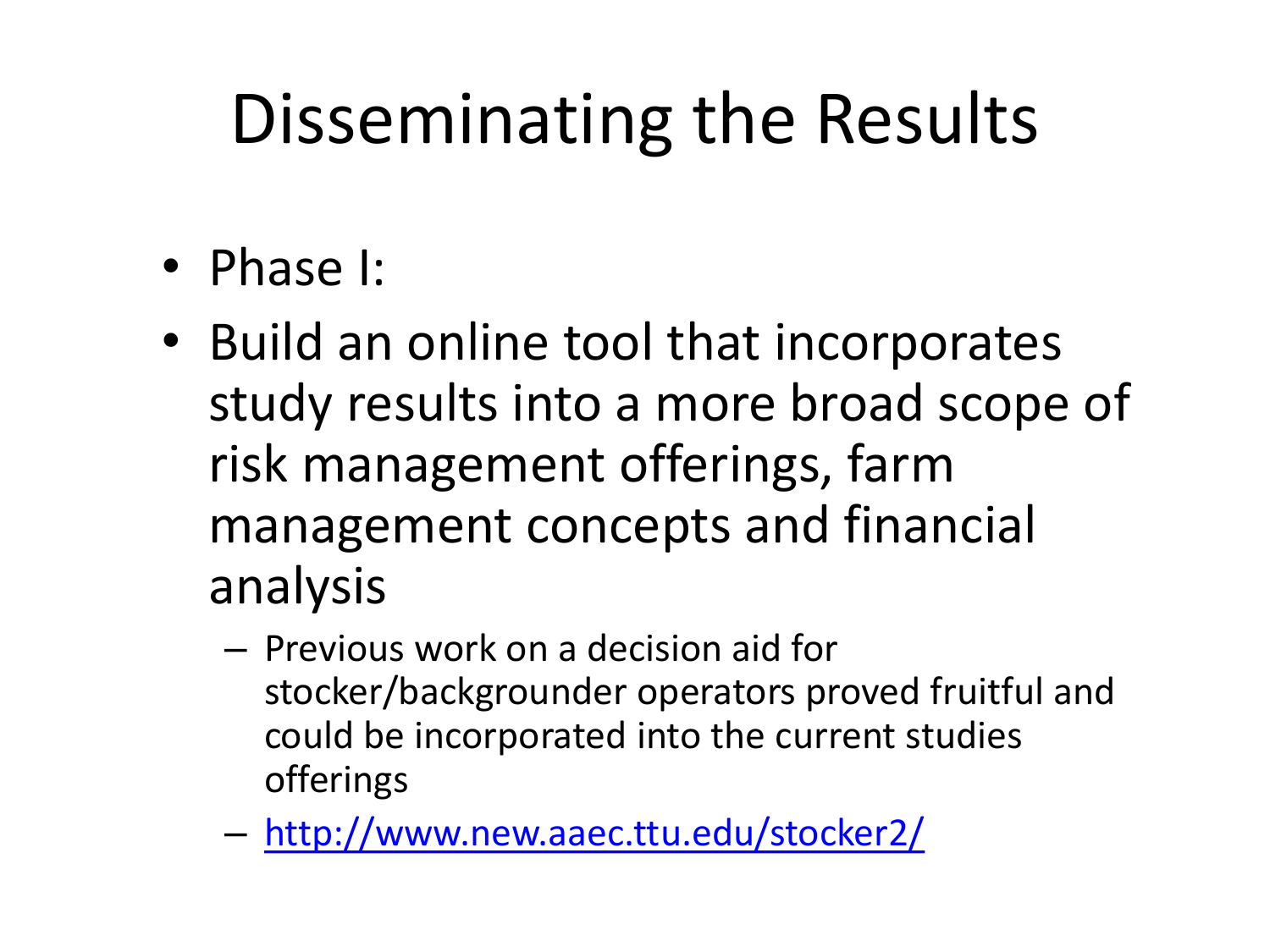# Disseminating the Results

- Phase I:
- Build an online tool that incorporates study results into a more broad scope of risk management offerings, farm management concepts and financial analysis
  - Previous work on a decision aid for stocker/backgrounder operators proved fruitful and could be incorporated into the current studies offerings
  - http://www.new.aaec.ttu.edu/stocker2/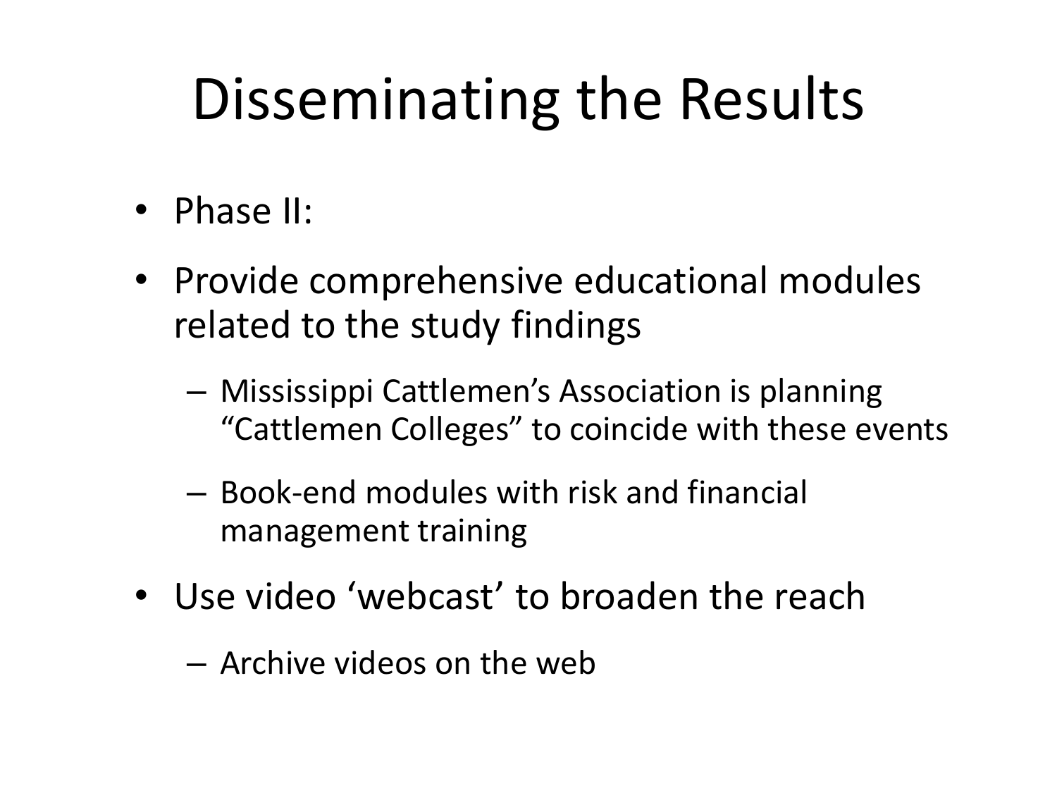# Disseminating the Results

- Phase II:
- Provide comprehensive educational modules related to the study findings
  - Mississippi Cattlemen's Association is planning "Cattlemen Colleges" to coincide with these events
  - Book-end modules with risk and financial management training
- Use video 'webcast' to broaden the reach
  - Archive videos on the web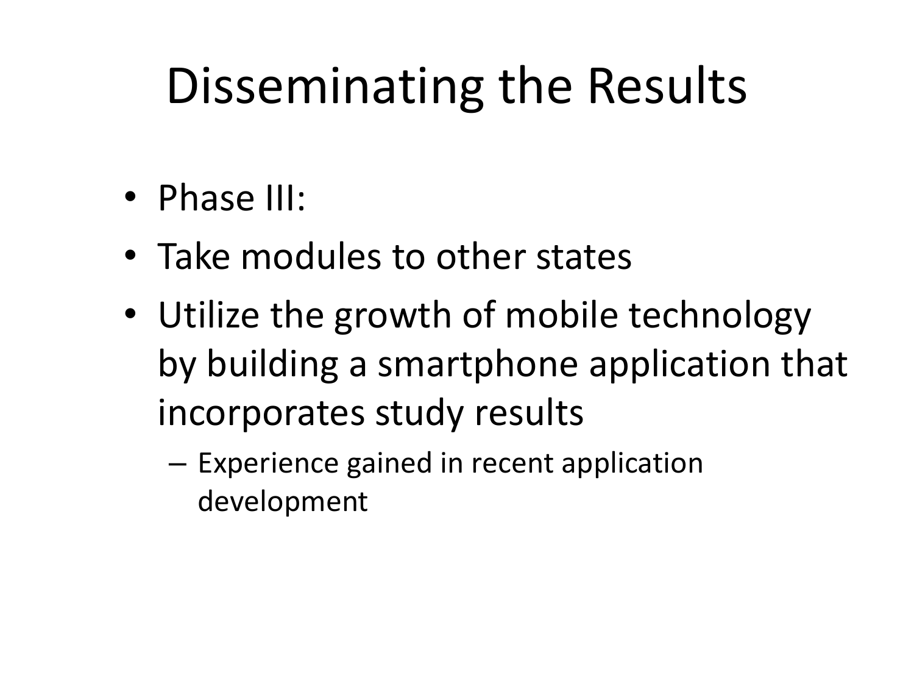# Disseminating the Results

- Phase III:
- Take modules to other states
- Utilize the growth of mobile technology by building a smartphone application that incorporates study results
  - Experience gained in recent application development